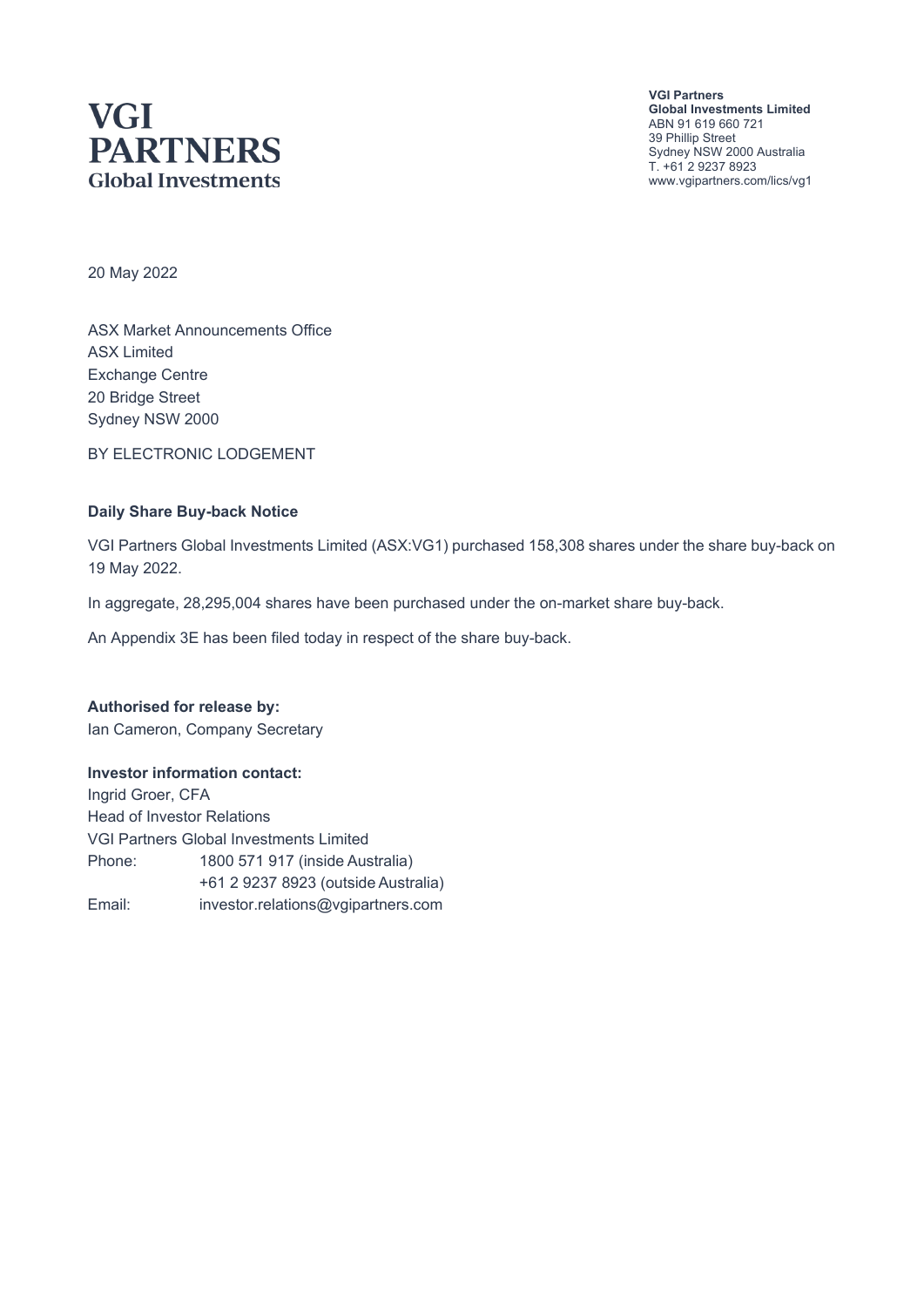# VGI PARTNERS
Global Investments

**VGI Partners**
**Global Investments Limited**
ABN 91 619 660 721
39 Phillip Street
Sydney NSW 2000 Australia
T. +61 2 9237 8923
www.vgipartners.com/lics/vg1

20 May 2022

ASX Market Announcements Office
ASX Limited
Exchange Centre
20 Bridge Street
Sydney NSW 2000

BY ELECTRONIC LODGEMENT

**Daily Share Buy-back Notice**

VGI Partners Global Investments Limited (ASX:VG1) purchased 158,308 shares under the share buy-back on 19 May 2022.

In aggregate, 28,295,004 shares have been purchased under the on-market share buy-back.

An Appendix 3E has been filed today in respect of the share buy-back.

**Authorised for release by:**
Ian Cameron, Company Secretary

**Investor information contact:**
Ingrid Groer, CFA
Head of Investor Relations
VGI Partners Global Investments Limited

| | |
|---|---|
| Phone: | 1800 571 917 (inside Australia) |
| | +61 2 9237 8923 (outside Australia) |
| Email: | investor.relations@vgipartners.com |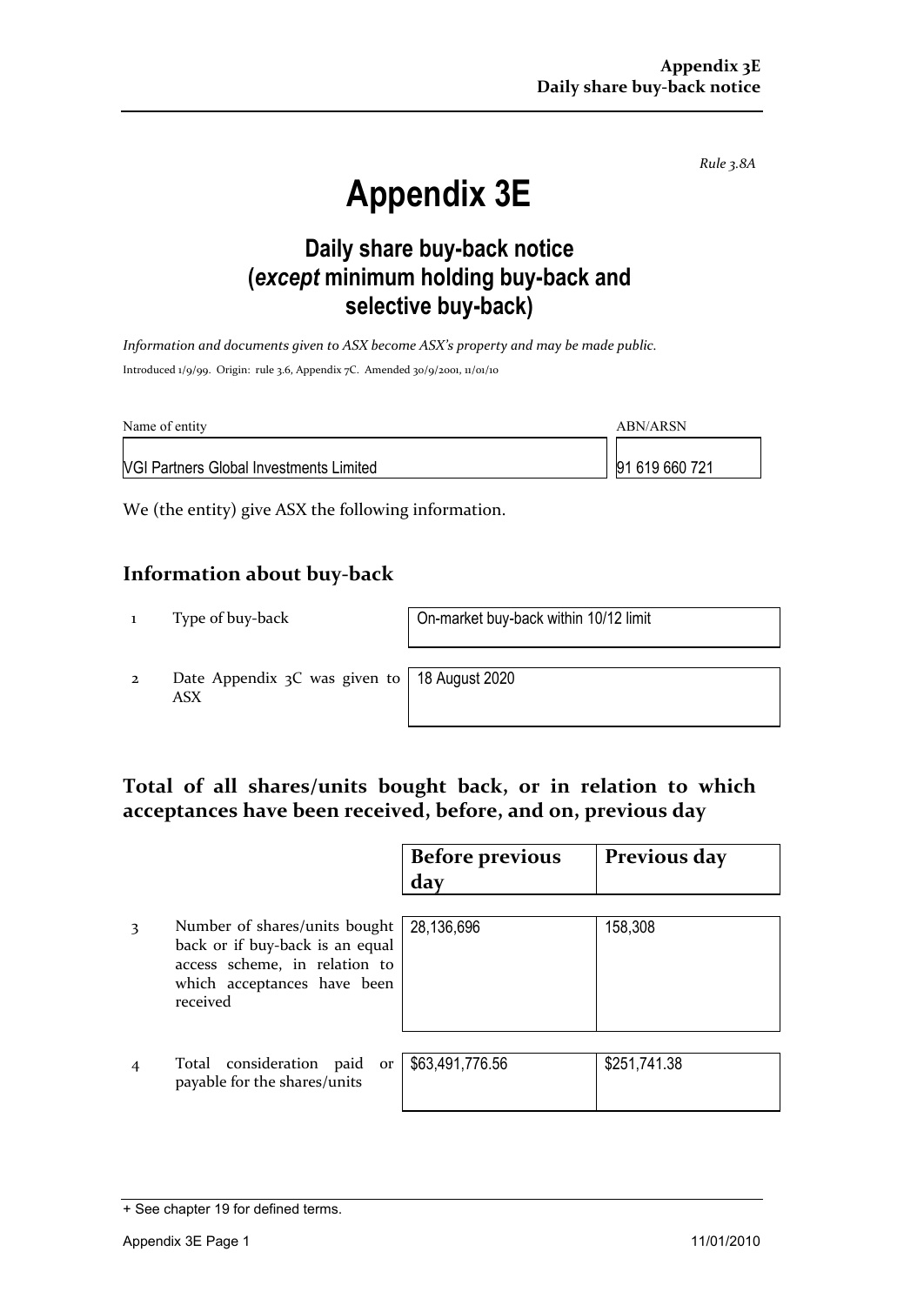*Rule 3.8A*

# Appendix 3E

## Daily share buy-back notice (*except* minimum holding buy-back and selective buy-back)

*Information and documents given to ASX become ASX's property and may be made public.*

Introduced 1/9/99. Origin: rule 3.6, Appendix 7C. Amended 30/9/2001, 11/01/10

| Name of entity | ABN/ARSN |
|---|---|
| VGI Partners Global Investments Limited | 91 619 660 721 |

We (the entity) give ASX the following information.

## Information about buy-back

| | | |
|---|---|---|
| 1 | Type of buy-back | On-market buy-back within 10/12 limit |
| 2 | Date Appendix 3C was given to ASX | 18 August 2020 |

## Total of all shares/units bought back, or in relation to which acceptances have been received, before, and on, previous day

| | | Before previous day | Previous day |
|---|---|---|---|
| 3 | Number of shares/units bought back or if buy-back is an equal access scheme, in relation to which acceptances have been received | 28,136,696 | 158,308 |
| 4 | Total consideration paid or payable for the shares/units | $63,491,776.56 | $251,741.38 |

+ See chapter 19 for defined terms.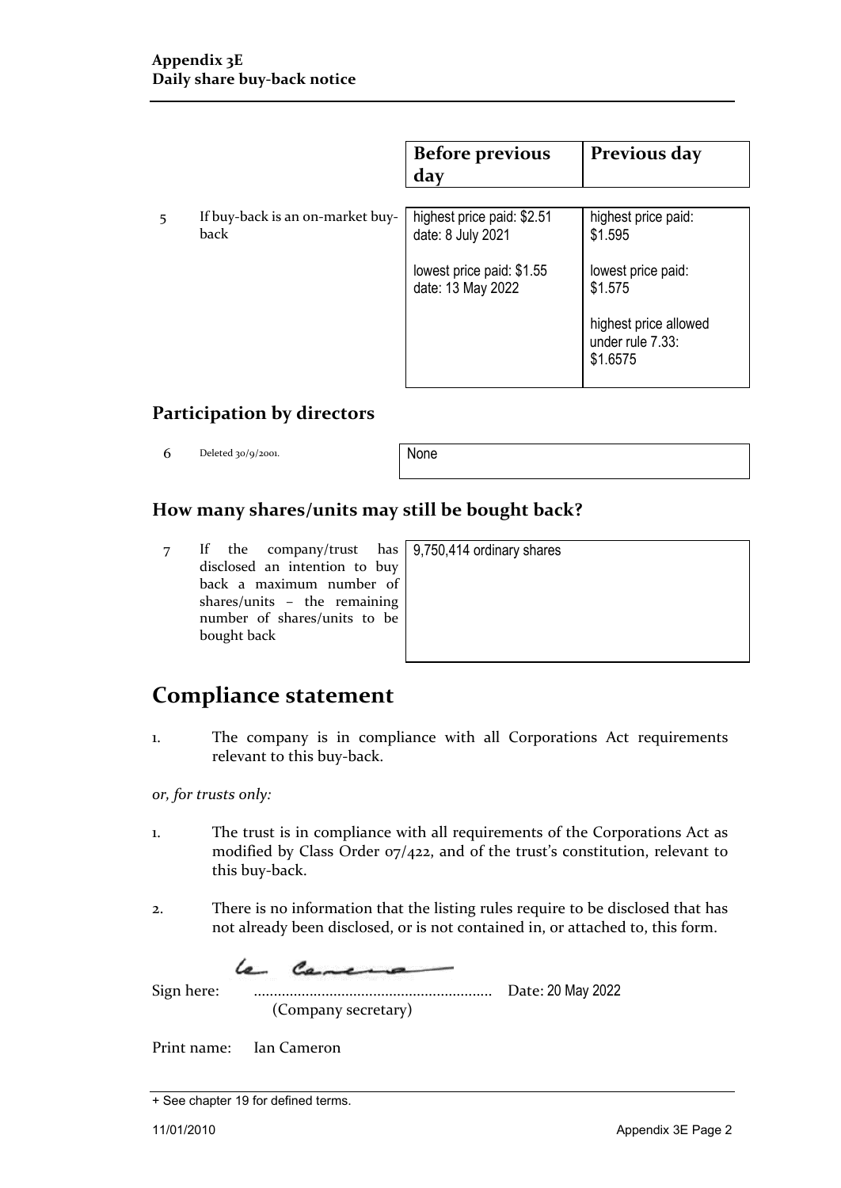| | | Before previous day | Previous day |
|---|---|---|---|
| 5 | If buy-back is an on-market buy-back | highest price paid: $2.51<br>date: 8 July 2021<br><br>lowest price paid: $1.55<br>date: 13 May 2022 | highest price paid: $1.595<br><br>lowest price paid: $1.575<br><br>highest price allowed under rule 7.33: $1.6575 |

## Participation by directors

| | | |
|---|---|---|
| 6 | Deleted 30/9/2001. | None |

## How many shares/units may still be bought back?

| | | |
|---|---|---|
| 7 | If the company/trust has disclosed an intention to buy back a maximum number of shares/units – the remaining number of shares/units to be bought back | 9,750,414 ordinary shares |

# Compliance statement

1. The company is in compliance with all Corporations Act requirements relevant to this buy-back.

*or, for trusts only:*

1. The trust is in compliance with all requirements of the Corporations Act as modified by Class Order 07/422, and of the trust's constitution, relevant to this buy-back.

2. There is no information that the listing rules require to be disclosed that has not already been disclosed, or is not contained in, or attached to, this form.

Sign here: ............................................................ Date: 20 May 2022
(Company secretary)

Print name: Ian Cameron

+ See chapter 19 for defined terms.